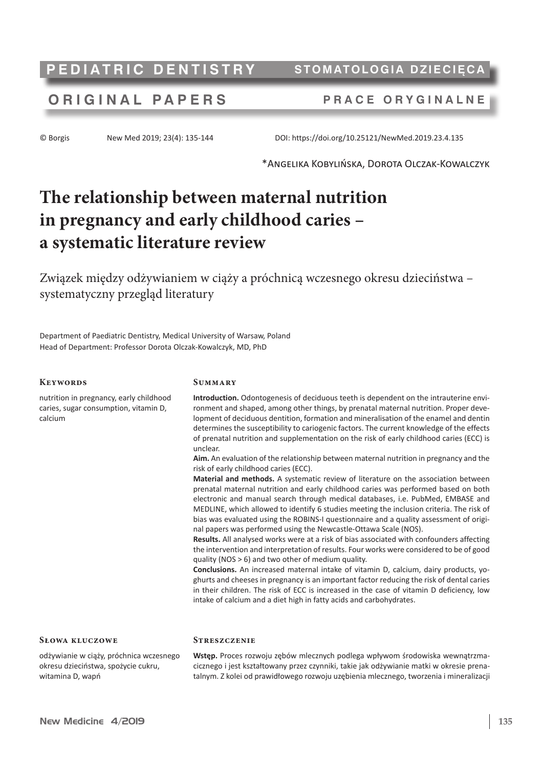PEDIATRIC DENTISTRY — STOMATOLOGIA DZIECIĘCA

ORIGINAL PAPERS — PRACE ORYGINALNE

© Borgis New Med 2019; 23(4): 135-144 DOI: https://doi.org/10.25121/NewMed.2019.23.4.135

*Angelika Kobylińska, Dorota Olczak-Kowalczyk

# The relationship between maternal nutrition in pregnancy and early childhood caries – a systematic literature review

## Związek między odżywianiem w ciąży a próchnicą wczesnego okresu dzieciństwa – systematyczny przegląd literatury

Department of Paediatric Dentistry, Medical University of Warsaw, Poland
Head of Department: Professor Dorota Olczak-Kowalczyk, MD, PhD

### Keywords

nutrition in pregnancy, early childhood caries, sugar consumption, vitamin D, calcium

### Summary

**Introduction.** Odontogenesis of deciduous teeth is dependent on the intrauterine environment and shaped, among other things, by prenatal maternal nutrition. Proper development of deciduous dentition, formation and mineralisation of the enamel and dentin determines the susceptibility to cariogenic factors. The current knowledge of the effects of prenatal nutrition and supplementation on the risk of early childhood caries (ECC) is unclear.

**Aim.** An evaluation of the relationship between maternal nutrition in pregnancy and the risk of early childhood caries (ECC).

**Material and methods.** A systematic review of literature on the association between prenatal maternal nutrition and early childhood caries was performed based on both electronic and manual search through medical databases, i.e. PubMed, EMBASE and MEDLINE, which allowed to identify 6 studies meeting the inclusion criteria. The risk of bias was evaluated using the ROBINS-I questionnaire and a quality assessment of original papers was performed using the Newcastle-Ottawa Scale (NOS).

**Results.** All analysed works were at a risk of bias associated with confounders affecting the intervention and interpretation of results. Four works were considered to be of good quality (NOS > 6) and two other of medium quality.

**Conclusions.** An increased maternal intake of vitamin D, calcium, dairy products, yoghurts and cheeses in pregnancy is an important factor reducing the risk of dental caries in their children. The risk of ECC is increased in the case of vitamin D deficiency, low intake of calcium and a diet high in fatty acids and carbohydrates.

### Słowa kluczowe

odżywianie w ciąży, próchnica wczesnego okresu dzieciństwa, spożycie cukru, witamina D, wapń

### Streszczenie

**Wstęp.** Proces rozwoju zębów mlecznych podlega wpływom środowiska wewnątrzmacicznego i jest kształtowany przez czynniki, takie jak odżywianie matki w okresie prenatalnym. Z kolei od prawidłowego rozwoju uzębienia mlecznego, tworzenia i mineralizacji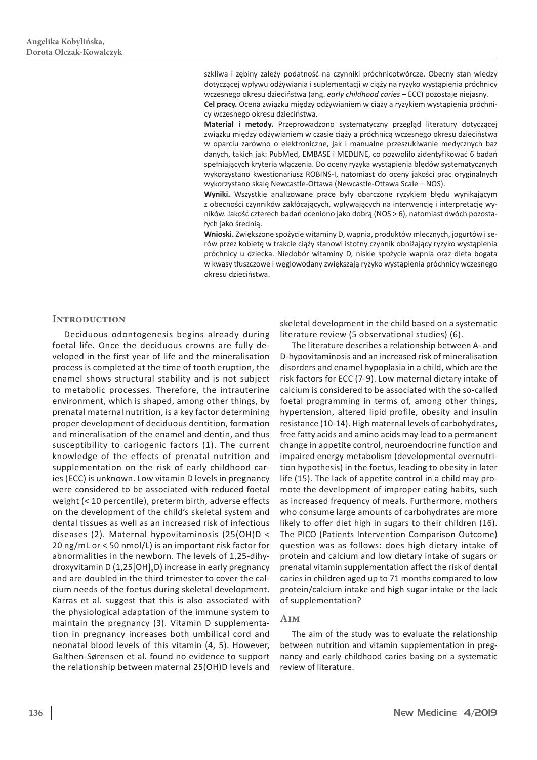szkliwa i zębiny zależy podatność na czynniki próchnicotwórcze. Obecny stan wiedzy dotyczącej wpływu odżywiania i suplementacji w ciąży na ryzyko wystąpienia próchnicy wczesnego okresu dzieciństwa (ang. *early childhood caries* – ECC) pozostaje niejasny.

**Cel pracy.** Ocena związku między odżywianiem w ciąży a ryzykiem wystąpienia próchnicy wczesnego okresu dzieciństwa.

**Materiał i metody.** Przeprowadzono systematyczny przegląd literatury dotyczącej związku między odżywianiem w czasie ciąży a próchnicą wczesnego okresu dzieciństwa w oparciu zarówno o elektroniczne, jak i manualne przeszukiwanie medycznych baz danych, takich jak: PubMed, EMBASE i MEDLINE, co pozwoliło zidentyfikować 6 badań spełniających kryteria włączenia. Do oceny ryzyka wystąpienia błędów systematycznych wykorzystano kwestionariusz ROBINS-I, natomiast do oceny jakości prac oryginalnych wykorzystano skalę Newcastle-Ottawa (Newcastle-Ottawa Scale – NOS).

**Wyniki.** Wszystkie analizowane prace były obarczone ryzykiem błędu wynikającym z obecności czynników zakłócających, wpływających na interwencję i interpretację wyników. Jakość czterech badań oceniono jako dobrą (NOS > 6), natomiast dwóch pozostałych jako średnią.

**Wnioski.** Zwiększone spożycie witaminy D, wapnia, produktów mlecznych, jogurtów i serów przez kobietę w trakcie ciąży stanowi istotny czynnik obniżający ryzyko wystąpienia próchnicy u dziecka. Niedobór witaminy D, niskie spożycie wapnia oraz dieta bogata w kwasy tłuszczowe i węglowodany zwiększają ryzyko wystąpienia próchnicy wczesnego okresu dzieciństwa.

## Introduction

Deciduous odontogenesis begins already during foetal life. Once the deciduous crowns are fully developed in the first year of life and the mineralisation process is completed at the time of tooth eruption, the enamel shows structural stability and is not subject to metabolic processes. Therefore, the intrauterine environment, which is shaped, among other things, by prenatal maternal nutrition, is a key factor determining proper development of deciduous dentition, formation and mineralisation of the enamel and dentin, and thus susceptibility to cariogenic factors (1). The current knowledge of the effects of prenatal nutrition and supplementation on the risk of early childhood caries (ECC) is unknown. Low vitamin D levels in pregnancy were considered to be associated with reduced foetal weight (< 10 percentile), preterm birth, adverse effects on the development of the child's skeletal system and dental tissues as well as an increased risk of infectious diseases (2). Maternal hypovitaminosis (25(OH)D < 20 ng/mL or < 50 nmol/L) is an important risk factor for abnormalities in the newborn. The levels of 1,25-dihydroxyvitamin D (1,25[OH]$_2$D) increase in early pregnancy and are doubled in the third trimester to cover the calcium needs of the foetus during skeletal development. Karras et al. suggest that this is also associated with the physiological adaptation of the immune system to maintain the pregnancy (3). Vitamin D supplementation in pregnancy increases both umbilical cord and neonatal blood levels of this vitamin (4, 5). However, Galthen-Sørensen et al. found no evidence to support the relationship between maternal 25(OH)D levels and skeletal development in the child based on a systematic literature review (5 observational studies) (6).

The literature describes a relationship between A- and D-hypovitaminosis and an increased risk of mineralisation disorders and enamel hypoplasia in a child, which are the risk factors for ECC (7-9). Low maternal dietary intake of calcium is considered to be associated with the so-called foetal programming in terms of, among other things, hypertension, altered lipid profile, obesity and insulin resistance (10-14). High maternal levels of carbohydrates, free fatty acids and amino acids may lead to a permanent change in appetite control, neuroendocrine function and impaired energy metabolism (developmental overnutrition hypothesis) in the foetus, leading to obesity in later life (15). The lack of appetite control in a child may promote the development of improper eating habits, such as increased frequency of meals. Furthermore, mothers who consume large amounts of carbohydrates are more likely to offer diet high in sugars to their children (16). The PICO (Patients Intervention Comparison Outcome) question was as follows: does high dietary intake of protein and calcium and low dietary intake of sugars or prenatal vitamin supplementation affect the risk of dental caries in children aged up to 71 months compared to low protein/calcium intake and high sugar intake or the lack of supplementation?

## Aim

The aim of the study was to evaluate the relationship between nutrition and vitamin supplementation in pregnancy and early childhood caries basing on a systematic review of literature.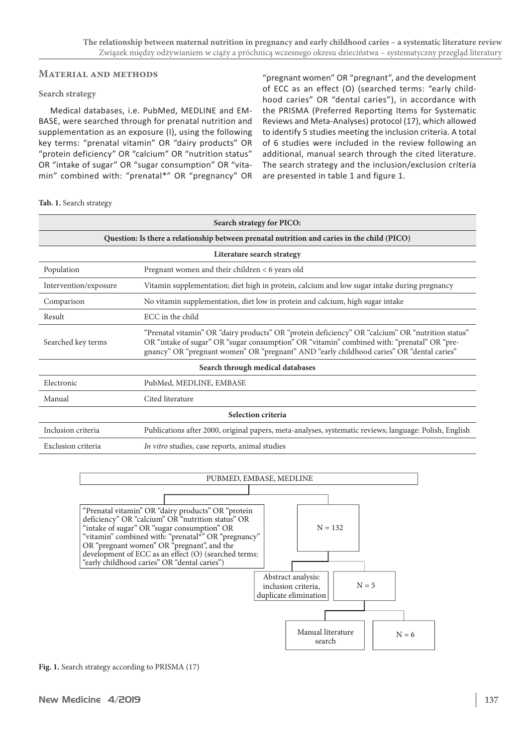## Material and methods

### Search strategy

Medical databases, i.e. PubMed, MEDLINE and EMBASE, were searched through for prenatal nutrition and supplementation as an exposure (I), using the following key terms: "prenatal vitamin" OR "dairy products" OR "protein deficiency" OR "calcium" OR "nutrition status" OR "intake of sugar" OR "sugar consumption" OR "vitamin" combined with: "prenatal*" OR "pregnancy" OR "pregnant women" OR "pregnant", and the development of ECC as an effect (O) (searched terms: "early childhood caries" OR "dental caries"), in accordance with the PRISMA (Preferred Reporting Items for Systematic Reviews and Meta-Analyses) protocol (17), which allowed to identify 5 studies meeting the inclusion criteria. A total of 6 studies were included in the review following an additional, manual search through the cited literature. The search strategy and the inclusion/exclusion criteria are presented in table 1 and figure 1.

**Tab. 1.** Search strategy

| Search strategy for PICO: | |
|---|---|
| **Question: Is there a relationship between prenatal nutrition and caries in the child (PICO)** | |
| **Literature search strategy** | |
| Population | Pregnant women and their children < 6 years old |
| Intervention/exposure | Vitamin supplementation; diet high in protein, calcium and low sugar intake during pregnancy |
| Comparison | No vitamin supplementation, diet low in protein and calcium, high sugar intake |
| Result | ECC in the child |
| Searched key terms | "Prenatal vitamin" OR "dairy products" OR "protein deficiency" OR "calcium" OR "nutrition status" OR "intake of sugar" OR "sugar consumption" OR "vitamin" combined with: "prenatal" OR "pregnancy" OR "pregnant women" OR "pregnant" AND "early childhood caries" OR "dental caries" |
| **Search through medical databases** | |
| Electronic | PubMed, MEDLINE, EMBASE |
| Manual | Cited literature |
| **Selection criteria** | |
| Inclusion criteria | Publications after 2000, original papers, meta-analyses, systematic reviews; language: Polish, English |
| Exclusion criteria | *In vitro* studies, case reports, animal studies |

PUBMED, EMBASE, MEDLINE

"Prenatal vitamin" OR "dairy products" OR "protein deficiency" OR "calcium" OR "nutrition status" OR "intake of sugar" OR "sugar consumption" OR "vitamin" combined with: "prenatal*" OR "pregnancy" OR "pregnant women" OR "pregnant", and the development of ECC as an effect (O) (searched terms: "early childhood caries" OR "dental caries") → N = 132

Abstract analysis: inclusion criteria, duplicate elimination → N = 5

Manual literature search → N = 6

**Fig. 1.** Search strategy according to PRISMA (17)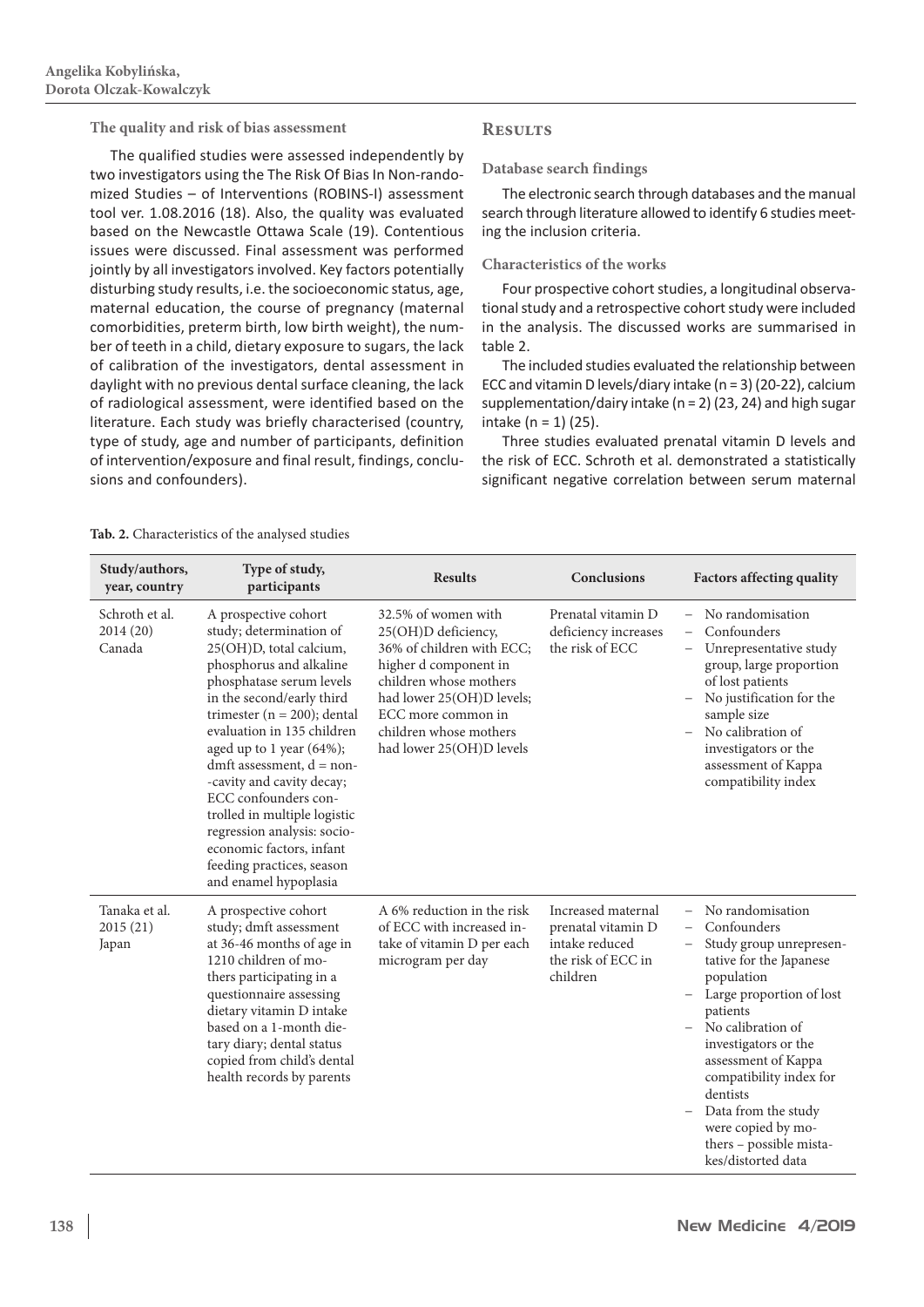### The quality and risk of bias assessment

The qualified studies were assessed independently by two investigators using the The Risk Of Bias In Non-randomized Studies – of Interventions (ROBINS-I) assessment tool ver. 1.08.2016 (18). Also, the quality was evaluated based on the Newcastle Ottawa Scale (19). Contentious issues were discussed. Final assessment was performed jointly by all investigators involved. Key factors potentially disturbing study results, i.e. the socioeconomic status, age, maternal education, the course of pregnancy (maternal comorbidities, preterm birth, low birth weight), the number of teeth in a child, dietary exposure to sugars, the lack of calibration of the investigators, dental assessment in daylight with no previous dental surface cleaning, the lack of radiological assessment, were identified based on the literature. Each study was briefly characterised (country, type of study, age and number of participants, definition of intervention/exposure and final result, findings, conclusions and confounders).

## Results

### Database search findings

The electronic search through databases and the manual search through literature allowed to identify 6 studies meeting the inclusion criteria.

### Characteristics of the works

Four prospective cohort studies, a longitudinal observational study and a retrospective cohort study were included in the analysis. The discussed works are summarised in table 2.

The included studies evaluated the relationship between ECC and vitamin D levels/diary intake (n = 3) (20-22), calcium supplementation/dairy intake (n = 2) (23, 24) and high sugar intake (n = 1) (25).

Three studies evaluated prenatal vitamin D levels and the risk of ECC. Schroth et al. demonstrated a statistically significant negative correlation between serum maternal

**Tab. 2.** Characteristics of the analysed studies

| Study/authors, year, country | Type of study, participants | Results | Conclusions | Factors affecting quality |
|---|---|---|---|---|
| Schroth et al. 2014 (20) Canada | A prospective cohort study; determination of 25(OH)D, total calcium, phosphorus and alkaline phosphatase serum levels in the second/early third trimester (n = 200); dental evaluation in 135 children aged up to 1 year (64%); dmft assessment, d = non--cavity and cavity decay; ECC confounders controlled in multiple logistic regression analysis: socioeconomic factors, infant feeding practices, season and enamel hypoplasia | 32.5% of women with 25(OH)D deficiency, 36% of children with ECC; higher d component in children whose mothers had lower 25(OH)D levels; ECC more common in children whose mothers had lower 25(OH)D levels | Prenatal vitamin D deficiency increases the risk of ECC | – No randomisation<br>– Confounders<br>– Unrepresentative study group, large proportion of lost patients<br>– No justification for the sample size<br>– No calibration of investigators or the assessment of Kappa compatibility index |
| Tanaka et al. 2015 (21) Japan | A prospective cohort study; dmft assessment at 36-46 months of age in 1210 children of mothers participating in a questionnaire assessing dietary vitamin D intake based on a 1-month dietary diary; dental status copied from child's dental health records by parents | A 6% reduction in the risk of ECC with increased intake of vitamin D per each microgram per day | Increased maternal prenatal vitamin D intake reduced the risk of ECC in children | – No randomisation<br>– Confounders<br>– Study group unrepresentative for the Japanese population<br>– Large proportion of lost patients<br>– No calibration of investigators or the assessment of Kappa compatibility index for dentists<br>– Data from the study were copied by mothers – possible mistakes/distorted data |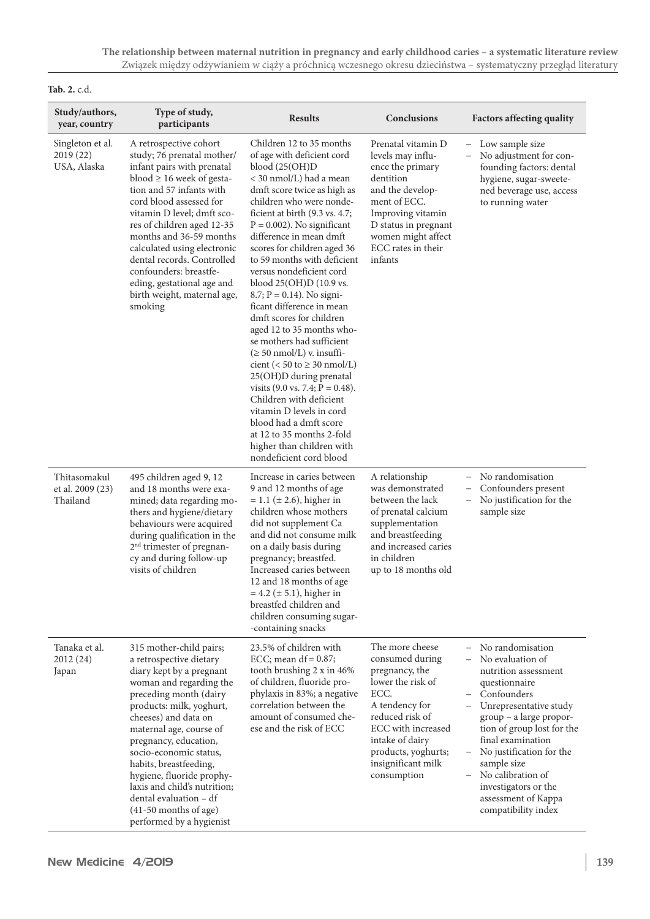**Tab. 2.** c.d.

| Study/authors, year, country | Type of study, participants | Results | Conclusions | Factors affecting quality |
|---|---|---|---|---|
| Singleton et al. 2019 (22) USA, Alaska | A retrospective cohort study; 76 prenatal mother/infant pairs with prenatal blood ≥ 16 week of gestation and 57 infants with cord blood assessed for vitamin D level; dmft scores of children aged 12-35 months and 36-59 months calculated using electronic dental records. Controlled confounders: breastfeeding, gestational age and birth weight, maternal age, smoking | Children 12 to 35 months of age with deficient cord blood (25(OH)D < 30 nmol/L) had a mean dmft score twice as high as children who were nondeficient at birth (9.3 vs. 4.7; P = 0.002). No significant difference in mean dmft scores for children aged 36 to 59 months with deficient versus nondeficient cord blood 25(OH)D (10.9 vs. 8.7; P = 0.14). No significant difference in mean dmft scores for children aged 12 to 35 months whose mothers had sufficient (≥ 50 nmol/L) v. insufficient (< 50 to ≥ 30 nmol/L) 25(OH)D during prenatal visits (9.0 vs. 7.4; P = 0.48). Children with deficient vitamin D levels in cord blood had a dmft score at 12 to 35 months 2-fold higher than children with nondeficient cord blood | Prenatal vitamin D levels may influence the primary dentition and the development of ECC. Improving vitamin D status in pregnant women might affect ECC rates in their infants | – Low sample size<br>– No adjustment for confounding factors: dental hygiene, sugar-sweetened beverage use, access to running water |
| Thitasomakul et al. 2009 (23) Thailand | 495 children aged 9, 12 and 18 months were examined; data regarding mothers and hygiene/dietary behaviours were acquired during qualification in the 2nd trimester of pregnancy and during follow-up visits of children | Increase in caries between 9 and 12 months of age = 1.1 (± 2.6), higher in children whose mothers did not supplement Ca and did not consume milk on a daily basis during pregnancy; breastfed. Increased caries between 12 and 18 months of age = 4.2 (± 5.1), higher in breastfed children and children consuming sugar-containing snacks | A relationship was demonstrated between the lack of prenatal calcium supplementation and breastfeeding and increased caries in children up to 18 months old | – No randomisation<br>– Confounders present<br>– No justification for the sample size |
| Tanaka et al. 2012 (24) Japan | 315 mother-child pairs; a retrospective dietary diary kept by a pregnant woman and regarding the preceding month (dairy products: milk, yoghurt, cheeses) and data on maternal age, course of pregnancy, education, socio-economic status, habits, breastfeeding, hygiene, fluoride prophylaxis and child's nutrition; dental evaluation – df (41-50 months of age) performed by a hygienist | 23.5% of children with ECC; mean df = 0.87; tooth brushing 2 x in 46% of children, fluoride prophylaxis in 83%; a negative correlation between the amount of consumed cheese and the risk of ECC | The more cheese consumed during pregnancy, the lower the risk of ECC. A tendency for reduced risk of ECC with increased intake of dairy products, yoghurts; insignificant milk consumption | – No randomisation<br>– No evaluation of nutrition assessment questionnaire<br>– Confounders<br>– Unrepresentative study group – a large proportion of group lost for the final examination<br>– No justification for the sample size<br>– No calibration of investigators or the assessment of Kappa compatibility index |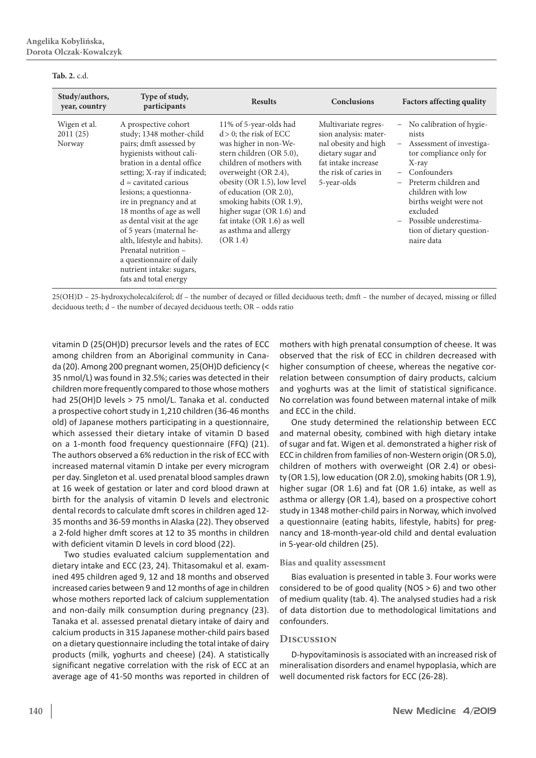**Tab. 2.** c.d.

| Study/authors, year, country | Type of study, participants | Results | Conclusions | Factors affecting quality |
|---|---|---|---|---|
| Wigen et al. 2011 (25) Norway | A prospective cohort study; 1348 mother-child pairs; dmft assessed by hygienists without calibration in a dental office setting; X-ray if indicated; d = cavitated carious lesions; a questionnaire in pregnancy and at 18 months of age as well as dental visit at the age of 5 years (maternal health, lifestyle and habits). Prenatal nutrition – a questionnaire of daily nutrient intake: sugars, fats and total energy | 11% of 5-year-olds had d > 0; the risk of ECC was higher in non-Western children (OR 5.0), children of mothers with overweight (OR 2.4), obesity (OR 1.5), low level of education (OR 2.0), smoking habits (OR 1.9), higher sugar (OR 1.6) and fat intake (OR 1.6) as well as asthma and allergy (OR 1.4) | Multivariate regression analysis: maternal obesity and high dietary sugar and fat intake increase the risk of caries in 5-year-olds | – No calibration of hygienists<br>– Assessment of investigator compliance only for X-ray<br>– Confounders<br>– Preterm children and children with low births weight were not excluded<br>– Possible underestimation of dietary questionnaire data |

25(OH)D – 25-hydroxycholecalciferol; df – the number of decayed or filled deciduous teeth; dmft – the number of decayed, missing or filled deciduous teeth; d – the number of decayed deciduous teeth; OR – odds ratio

vitamin D (25(OH)D) precursor levels and the rates of ECC among children from an Aboriginal community in Canada (20). Among 200 pregnant women, 25(OH)D deficiency (< 35 nmol/L) was found in 32.5%; caries was detected in their children more frequently compared to those whose mothers had 25(OH)D levels > 75 nmol/L. Tanaka et al. conducted a prospective cohort study in 1,210 children (36-46 months old) of Japanese mothers participating in a questionnaire, which assessed their dietary intake of vitamin D based on a 1-month food frequency questionnaire (FFQ) (21). The authors observed a 6% reduction in the risk of ECC with increased maternal vitamin D intake per every microgram per day. Singleton et al. used prenatal blood samples drawn at 16 week of gestation or later and cord blood drawn at birth for the analysis of vitamin D levels and electronic dental records to calculate dmft scores in children aged 12-35 months and 36-59 months in Alaska (22). They observed a 2-fold higher dmft scores at 12 to 35 months in children with deficient vitamin D levels in cord blood (22).

Two studies evaluated calcium supplementation and dietary intake and ECC (23, 24). Thitasomakul et al. examined 495 children aged 9, 12 and 18 months and observed increased caries between 9 and 12 months of age in children whose mothers reported lack of calcium supplementation and non-daily milk consumption during pregnancy (23). Tanaka et al. assessed prenatal dietary intake of dairy and calcium products in 315 Japanese mother-child pairs based on a dietary questionnaire including the total intake of dairy products (milk, yoghurts and cheese) (24). A statistically significant negative correlation with the risk of ECC at an average age of 41-50 months was reported in children of mothers with high prenatal consumption of cheese. It was observed that the risk of ECC in children decreased with higher consumption of cheese, whereas the negative correlation between consumption of dairy products, calcium and yoghurts was at the limit of statistical significance. No correlation was found between maternal intake of milk and ECC in the child.

One study determined the relationship between ECC and maternal obesity, combined with high dietary intake of sugar and fat. Wigen et al. demonstrated a higher risk of ECC in children from families of non-Western origin (OR 5.0), children of mothers with overweight (OR 2.4) or obesity (OR 1.5), low education (OR 2.0), smoking habits (OR 1.9), higher sugar (OR 1.6) and fat (OR 1.6) intake, as well as asthma or allergy (OR 1.4), based on a prospective cohort study in 1348 mother-child pairs in Norway, which involved a questionnaire (eating habits, lifestyle, habits) for pregnancy and 18-month-year-old child and dental evaluation in 5-year-old children (25).

### Bias and quality assessment

Bias evaluation is presented in table 3. Four works were considered to be of good quality (NOS > 6) and two other of medium quality (tab. 4). The analysed studies had a risk of data distortion due to methodological limitations and confounders.

## Discussion

D-hypovitaminosis is associated with an increased risk of mineralisation disorders and enamel hypoplasia, which are well documented risk factors for ECC (26-28).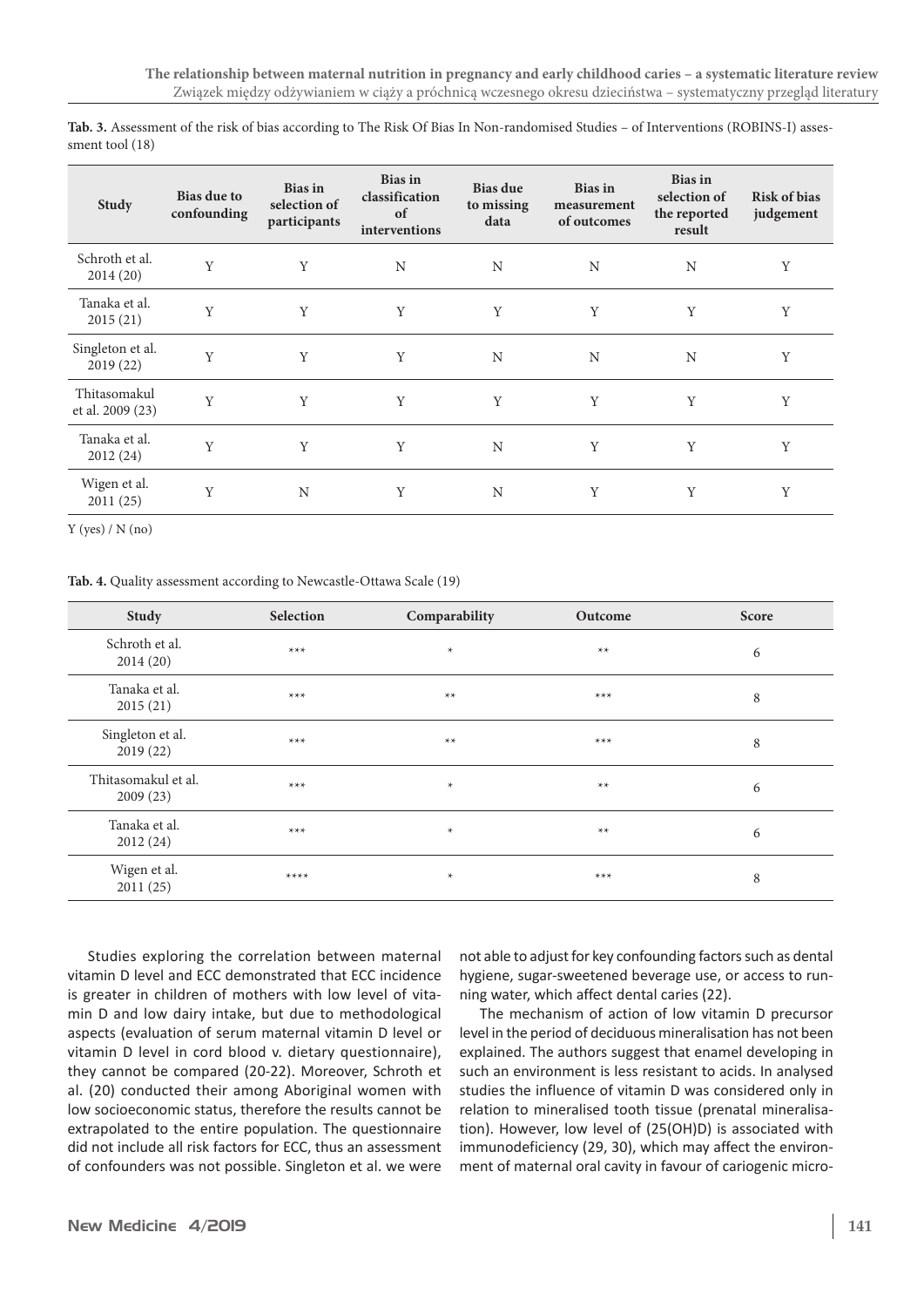**Tab. 3.** Assessment of the risk of bias according to The Risk Of Bias In Non-randomised Studies – of Interventions (ROBINS-I) assessment tool (18)

| Study | Bias due to confounding | Bias in selection of participants | Bias in classification of interventions | Bias due to missing data | Bias in measurement of outcomes | Bias in selection of the reported result | Risk of bias judgement |
|---|---|---|---|---|---|---|---|
| Schroth et al. 2014 (20) | Y | Y | N | N | N | N | Y |
| Tanaka et al. 2015 (21) | Y | Y | Y | Y | Y | Y | Y |
| Singleton et al. 2019 (22) | Y | Y | Y | N | N | N | Y |
| Thitasomakul et al. 2009 (23) | Y | Y | Y | Y | Y | Y | Y |
| Tanaka et al. 2012 (24) | Y | Y | Y | N | Y | Y | Y |
| Wigen et al. 2011 (25) | Y | N | Y | N | Y | Y | Y |

Y (yes) / N (no)

**Tab. 4.** Quality assessment according to Newcastle-Ottawa Scale (19)

| Study | Selection | Comparability | Outcome | Score |
|---|---|---|---|---|
| Schroth et al. 2014 (20) | *** | * | ** | 6 |
| Tanaka et al. 2015 (21) | *** | ** | *** | 8 |
| Singleton et al. 2019 (22) | *** | ** | *** | 8 |
| Thitasomakul et al. 2009 (23) | *** | * | ** | 6 |
| Tanaka et al. 2012 (24) | *** | * | ** | 6 |
| Wigen et al. 2011 (25) | **** | * | *** | 8 |

Studies exploring the correlation between maternal vitamin D level and ECC demonstrated that ECC incidence is greater in children of mothers with low level of vitamin D and low dairy intake, but due to methodological aspects (evaluation of serum maternal vitamin D level or vitamin D level in cord blood v. dietary questionnaire), they cannot be compared (20-22). Moreover, Schroth et al. (20) conducted their among Aboriginal women with low socioeconomic status, therefore the results cannot be extrapolated to the entire population. The questionnaire did not include all risk factors for ECC, thus an assessment of confounders was not possible. Singleton et al. we were not able to adjust for key confounding factors such as dental hygiene, sugar-sweetened beverage use, or access to running water, which affect dental caries (22).

The mechanism of action of low vitamin D precursor level in the period of deciduous mineralisation has not been explained. The authors suggest that enamel developing in such an environment is less resistant to acids. In analysed studies the influence of vitamin D was considered only in relation to mineralised tooth tissue (prenatal mineralisation). However, low level of (25(OH)D) is associated with immunodeficiency (29, 30), which may affect the environment of maternal oral cavity in favour of cariogenic micro-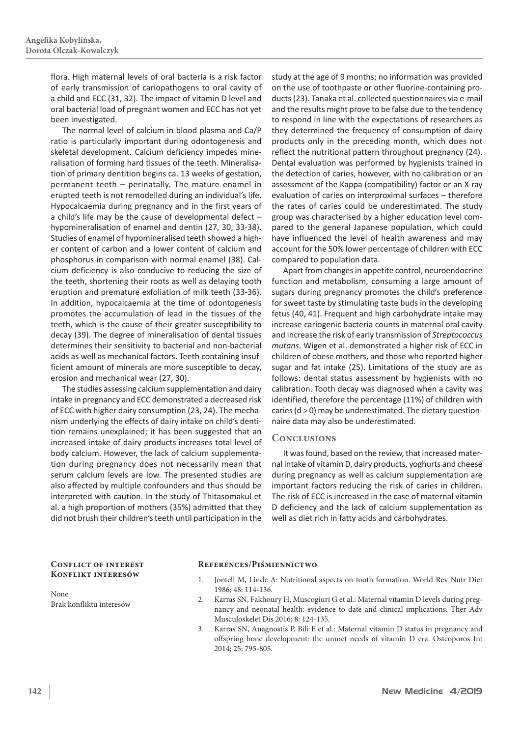flora. High maternal levels of oral bacteria is a risk factor of early transmission of cariopathogens to oral cavity of a child and ECC (31, 32). The impact of vitamin D level and oral bacterial load of pregnant women and ECC has not yet been investigated.

The normal level of calcium in blood plasma and Ca/P ratio is particularly important during odontogenesis and skeletal development. Calcium deficiency impedes mineralisation of forming hard tissues of the teeth. Mineralisation of primary dentition begins ca. 13 weeks of gestation, permanent teeth – perinatally. The mature enamel in erupted teeth is not remodelled during an individual's life. Hypocalcaemia during pregnancy and in the first years of a child's life may be the cause of developmental defect – hypomineralisation of enamel and dentin (27, 30, 33-38). Studies of enamel of hypomineralised teeth showed a higher content of carbon and a lower content of calcium and phosphorus in comparison with normal enamel (38). Calcium deficiency is also conducive to reducing the size of the teeth, shortening their roots as well as delaying tooth eruption and premature exfoliation of milk teeth (33-36). In addition, hypocalcaemia at the time of odontogenesis promotes the accumulation of lead in the tissues of the teeth, which is the cause of their greater susceptibility to decay (39). The degree of mineralisation of dental tissues determines their sensitivity to bacterial and non-bacterial acids as well as mechanical factors. Teeth containing insufficient amount of minerals are more susceptible to decay, erosion and mechanical wear (27, 30).

The studies assessing calcium supplementation and dairy intake in pregnancy and ECC demonstrated a decreased risk of ECC with higher dairy consumption (23, 24). The mechanism underlying the effects of dairy intake on child's dentition remains unexplained; it has been suggested that an increased intake of dairy products increases total level of body calcium. However, the lack of calcium supplementation during pregnancy does not necessarily mean that serum calcium levels are low. The presented studies are also affected by multiple confounders and thus should be interpreted with caution. In the study of Thitasomakul et al. a high proportion of mothers (35%) admitted that they did not brush their children's teeth until participation in the study at the age of 9 months; no information was provided on the use of toothpaste or other fluorine-containing products (23). Tanaka et al. collected questionnaires via e-mail and the results might prove to be false due to the tendency to respond in line with the expectations of researchers as they determined the frequency of consumption of dairy products only in the preceding month, which does not reflect the nutritional pattern throughout pregnancy (24). Dental evaluation was performed by hygienists trained in the detection of caries, however, with no calibration or an assessment of the Kappa (compatibility) factor or an X-ray evaluation of caries on interproximal surfaces – therefore the rates of caries could be underestimated. The study group was characterised by a higher education level compared to the general Japanese population, which could have influenced the level of health awareness and may account for the 50% lower percentage of children with ECC compared to population data.

Apart from changes in appetite control, neuroendocrine function and metabolism, consuming a large amount of sugars during pregnancy promotes the child's preference for sweet taste by stimulating taste buds in the developing fetus (40, 41). Frequent and high carbohydrate intake may increase cariogenic bacteria counts in maternal oral cavity and increase the risk of early transmission of *Streptococcus mutans*. Wigen et al. demonstrated a higher risk of ECC in children of obese mothers, and those who reported higher sugar and fat intake (25). Limitations of the study are as follows: dental status assessment by hygienists with no calibration. Tooth decay was diagnosed when a cavity was identified, therefore the percentage (11%) of children with caries ($d > 0$) may be underestimated. The dietary questionnaire data may also be underestimated.

## Conclusions

It was found, based on the review, that increased maternal intake of vitamin D, dairy products, yoghurts and cheese during pregnancy as well as calcium supplementation are important factors reducing the risk of caries in children. The risk of ECC is increased in the case of maternal vitamin D deficiency and the lack of calcium supplementation as well as diet rich in fatty acids and carbohydrates.

### Conflict of interest
### Konflikt interesów

None
Brak konfliktu interesów

### References/Piśmiennictwo

1. Jontell M, Linde A: Nutritional aspects on tooth formation. World Rev Nutr Diet 1986; 48: 114-136.
2. Karras SN, Fakhoury H, Muscogiuri G et al.: Maternal vitamin D levels during pregnancy and neonatal health: evidence to date and clinical implications. Ther Adv Musculoskelet Dis 2016; 8: 124-135.
3. Karras SN, Anagnostis P, Bili E et al.: Maternal vitamin D status in pregnancy and offspring bone development: the unmet needs of vitamin D era. Osteoporos Int 2014; 25: 795-805.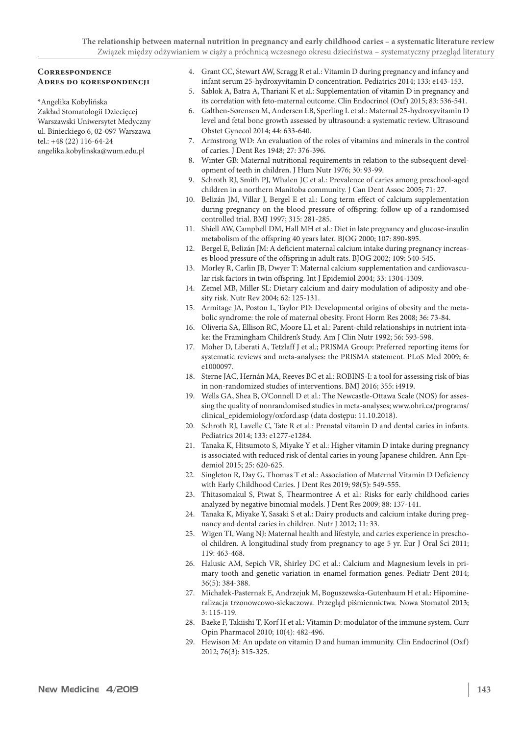**Correspondence**
**Adres do korespondencji**

*Angelika Kobylińska
Zakład Stomatologii Dziecięcej
Warszawski Uniwersytet Medyczny
ul. Binieckiego 6, 02-097 Warszawa
tel.: +48 (22) 116-64-24
angelika.kobylinska@wum.edu.pl

4. Grant CC, Stewart AW, Scragg R et al.: Vitamin D during pregnancy and infancy and infant serum 25-hydroxyvitamin D concentration. Pediatrics 2014; 133: e143-153.
5. Sablok A, Batra A, Thariani K et al.: Supplementation of vitamin D in pregnancy and its correlation with feto-maternal outcome. Clin Endocrinol (Oxf) 2015; 83: 536-541.
6. Galthen-Sørensen M, Andersen LB, Sperling L et al.: Maternal 25-hydroxyvitamin D level and fetal bone growth assessed by ultrasound: a systematic review. Ultrasound Obstet Gynecol 2014; 44: 633-640.
7. Armstrong WD: An evaluation of the roles of vitamins and minerals in the control of caries. J Dent Res 1948; 27: 376-396.
8. Winter GB: Maternal nutritional requirements in relation to the subsequent development of teeth in children. J Hum Nutr 1976; 30: 93-99.
9. Schroth RJ, Smith PJ, Whalen JC et al.: Prevalence of caries among preschool-aged children in a northern Manitoba community. J Can Dent Assoc 2005; 71: 27.
10. Belizán JM, Villar J, Bergel E et al.: Long term effect of calcium supplementation during pregnancy on the blood pressure of offspring: follow up of a randomised controlled trial. BMJ 1997; 315: 281-285.
11. Shiell AW, Campbell DM, Hall MH et al.: Diet in late pregnancy and glucose-insulin metabolism of the offspring 40 years later. BJOG 2000; 107: 890-895.
12. Bergel E, Belizán JM: A deficient maternal calcium intake during pregnancy increases blood pressure of the offspring in adult rats. BJOG 2002; 109: 540-545.
13. Morley R, Carlin JB, Dwyer T: Maternal calcium supplementation and cardiovascular risk factors in twin offspring. Int J Epidemiol 2004; 33: 1304-1309.
14. Zemel MB, Miller SL: Dietary calcium and dairy modulation of adiposity and obesity risk. Nutr Rev 2004; 62: 125-131.
15. Armitage JA, Poston L, Taylor PD: Developmental origins of obesity and the metabolic syndrome: the role of maternal obesity. Front Horm Res 2008; 36: 73-84.
16. Oliveria SA, Ellison RC, Moore LL et al.: Parent-child relationships in nutrient intake: the Framingham Children's Study. Am J Clin Nutr 1992; 56: 593-598.
17. Moher D, Liberati A, Tetzlaff J et al.; PRISMA Group: Preferred reporting items for systematic reviews and meta-analyses: the PRISMA statement. PLoS Med 2009; 6: e1000097.
18. Sterne JAC, Hernán MA, Reeves BC et al.: ROBINS-I: a tool for assessing risk of bias in non-randomized studies of interventions. BMJ 2016; 355: i4919.
19. Wells GA, Shea B, O'Connell D et al.: The Newcastle-Ottawa Scale (NOS) for assessing the quality of nonrandomised studies in meta-analyses; www.ohri.ca/programs/clinical_epidemiology/oxford.asp (data dostępu: 11.10.2018).
20. Schroth RJ, Lavelle C, Tate R et al.: Prenatal vitamin D and dental caries in infants. Pediatrics 2014; 133: e1277-e1284.
21. Tanaka K, Hitsumoto S, Miyake Y et al.: Higher vitamin D intake during pregnancy is associated with reduced risk of dental caries in young Japanese children. Ann Epidemiol 2015; 25: 620-625.
22. Singleton R, Day G, Thomas T et al.: Association of Maternal Vitamin D Deficiency with Early Childhood Caries. J Dent Res 2019; 98(5): 549-555.
23. Thitasomakul S, Piwat S, Thearmontree A et al.: Risks for early childhood caries analyzed by negative binomial models. J Dent Res 2009; 88: 137-141.
24. Tanaka K, Miyake Y, Sasaki S et al.: Dairy products and calcium intake during pregnancy and dental caries in children. Nutr J 2012; 11: 33.
25. Wigen TI, Wang NJ: Maternal health and lifestyle, and caries experience in preschool children. A longitudinal study from pregnancy to age 5 yr. Eur J Oral Sci 2011; 119: 463-468.
26. Halusic AM, Sepich VR, Shirley DC et al.: Calcium and Magnesium levels in primary tooth and genetic variation in enamel formation genes. Pediatr Dent 2014; 36(5): 384-388.
27. Michałek-Pasternak E, Andrzejuk M, Boguszewska-Gutenbaum H et al.: Hipomineralizacja trzonowcowo-siekaczowa. Przegląd piśmiennictwa. Nowa Stomatol 2013; 3: 115-119.
28. Baeke F, Takiishi T, Korf H et al.: Vitamin D: modulator of the immune system. Curr Opin Pharmacol 2010; 10(4): 482-496.
29. Hewison M: An update on vitamin D and human immunity. Clin Endocrinol (Oxf) 2012; 76(3): 315-325.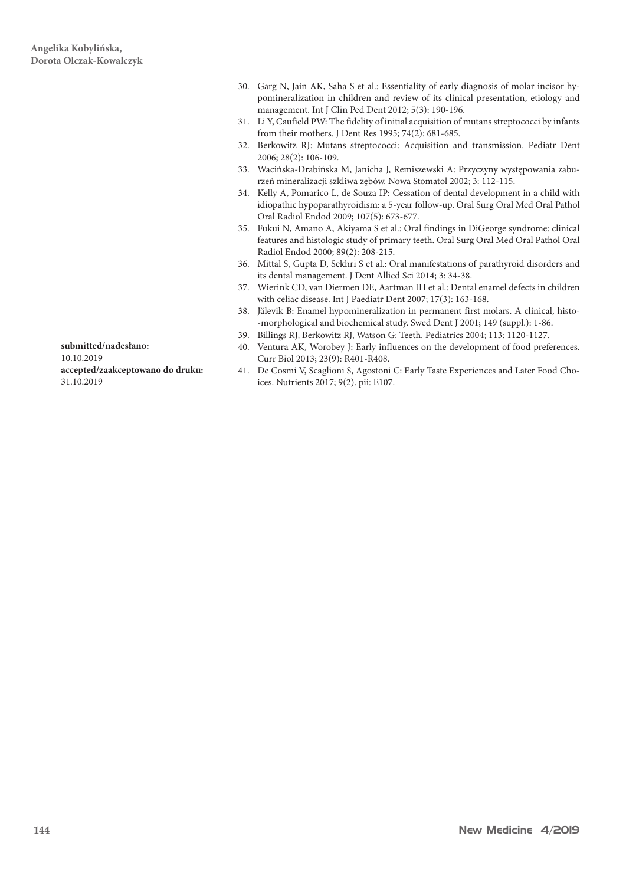30. Garg N, Jain AK, Saha S et al.: Essentiality of early diagnosis of molar incisor hypomineralization in children and review of its clinical presentation, etiology and management. Int J Clin Ped Dent 2012; 5(3): 190-196.
31. Li Y, Caufield PW: The fidelity of initial acquisition of mutans streptococci by infants from their mothers. J Dent Res 1995; 74(2): 681-685.
32. Berkowitz RJ: Mutans streptococci: Acquisition and transmission. Pediatr Dent 2006; 28(2): 106-109.
33. Wacińska-Drabińska M, Janicha J, Remiszewski A: Przyczyny występowania zaburzeń mineralizacji szkliwa zębów. Nowa Stomatol 2002; 3: 112-115.
34. Kelly A, Pomarico L, de Souza IP: Cessation of dental development in a child with idiopathic hypoparathyroidism: a 5-year follow-up. Oral Surg Oral Med Oral Pathol Oral Radiol Endod 2009; 107(5): 673-677.
35. Fukui N, Amano A, Akiyama S et al.: Oral findings in DiGeorge syndrome: clinical features and histologic study of primary teeth. Oral Surg Oral Med Oral Pathol Oral Radiol Endod 2000; 89(2): 208-215.
36. Mittal S, Gupta D, Sekhri S et al.: Oral manifestations of parathyroid disorders and its dental management. J Dent Allied Sci 2014; 3: 34-38.
37. Wierink CD, van Diermen DE, Aartman IH et al.: Dental enamel defects in children with celiac disease. Int J Paediatr Dent 2007; 17(3): 163-168.
38. Jälevik B: Enamel hypomineralization in permanent first molars. A clinical, histo-morphological and biochemical study. Swed Dent J 2001; 149 (suppl.): 1-86.
39. Billings RJ, Berkowitz RJ, Watson G: Teeth. Pediatrics 2004; 113: 1120-1127.
40. Ventura AK, Worobey J: Early influences on the development of food preferences. Curr Biol 2013; 23(9): R401-R408.
41. De Cosmi V, Scaglioni S, Agostoni C: Early Taste Experiences and Later Food Choices. Nutrients 2017; 9(2). pii: E107.

**submitted/nadesłano:**
10.10.2019
**accepted/zaakceptowano do druku:**
31.10.2019